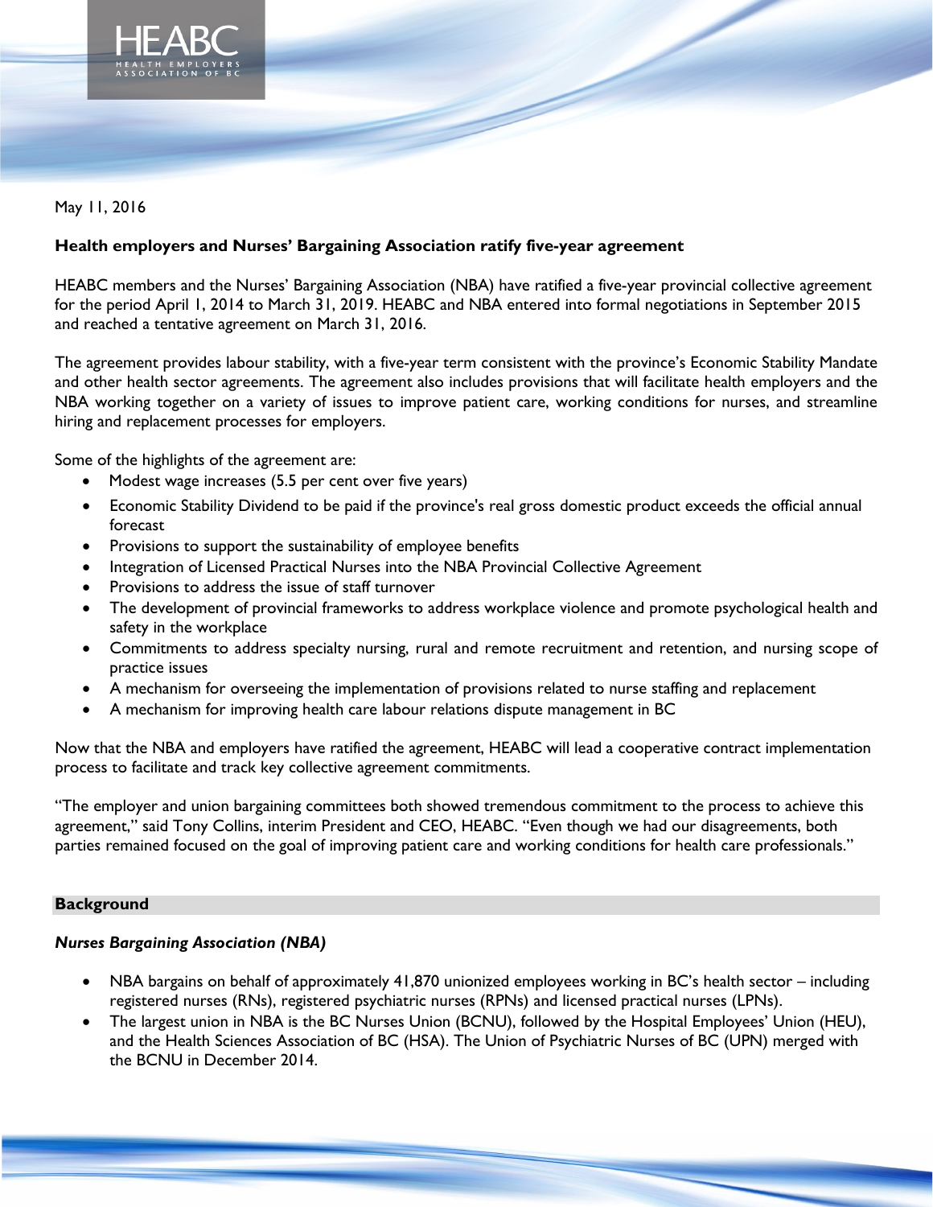HEABC
HEALTH EMPLOYERS ASSOCIATION OF BC

May 11, 2016

**Health employers and Nurses' Bargaining Association ratify five-year agreement**

HEABC members and the Nurses' Bargaining Association (NBA) have ratified a five-year provincial collective agreement for the period April 1, 2014 to March 31, 2019. HEABC and NBA entered into formal negotiations in September 2015 and reached a tentative agreement on March 31, 2016.

The agreement provides labour stability, with a five-year term consistent with the province's Economic Stability Mandate and other health sector agreements. The agreement also includes provisions that will facilitate health employers and the NBA working together on a variety of issues to improve patient care, working conditions for nurses, and streamline hiring and replacement processes for employers.

Some of the highlights of the agreement are:

- Modest wage increases (5.5 per cent over five years)
- Economic Stability Dividend to be paid if the province's real gross domestic product exceeds the official annual forecast
- Provisions to support the sustainability of employee benefits
- Integration of Licensed Practical Nurses into the NBA Provincial Collective Agreement
- Provisions to address the issue of staff turnover
- The development of provincial frameworks to address workplace violence and promote psychological health and safety in the workplace
- Commitments to address specialty nursing, rural and remote recruitment and retention, and nursing scope of practice issues
- A mechanism for overseeing the implementation of provisions related to nurse staffing and replacement
- A mechanism for improving health care labour relations dispute management in BC

Now that the NBA and employers have ratified the agreement, HEABC will lead a cooperative contract implementation process to facilitate and track key collective agreement commitments.

"The employer and union bargaining committees both showed tremendous commitment to the process to achieve this agreement," said Tony Collins, interim President and CEO, HEABC. "Even though we had our disagreements, both parties remained focused on the goal of improving patient care and working conditions for health care professionals."

## Background

### *Nurses Bargaining Association (NBA)*

- NBA bargains on behalf of approximately 41,870 unionized employees working in BC's health sector – including registered nurses (RNs), registered psychiatric nurses (RPNs) and licensed practical nurses (LPNs).
- The largest union in NBA is the BC Nurses Union (BCNU), followed by the Hospital Employees' Union (HEU), and the Health Sciences Association of BC (HSA). The Union of Psychiatric Nurses of BC (UPN) merged with the BCNU in December 2014.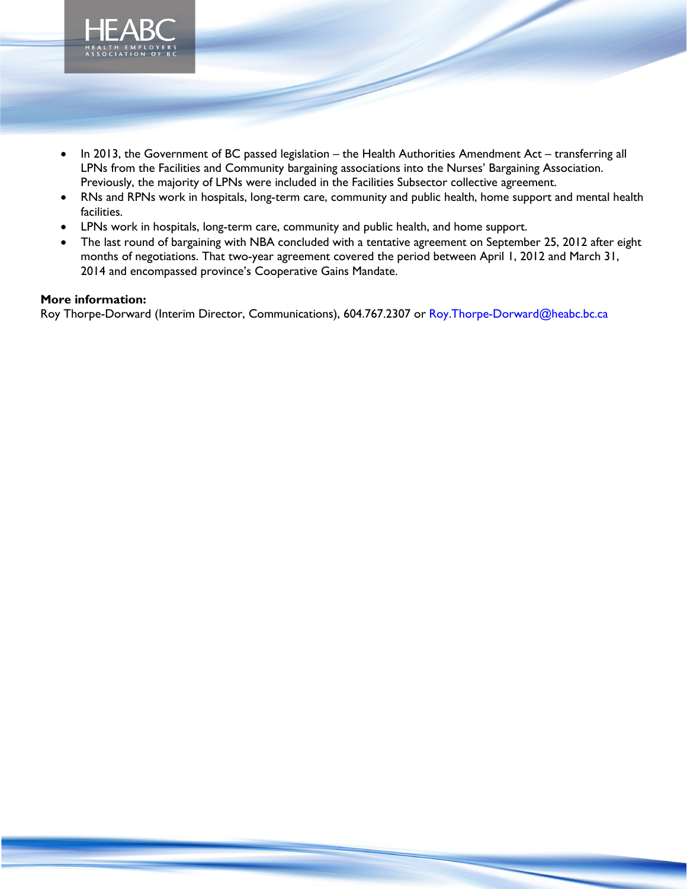- In 2013, the Government of BC passed legislation – the Health Authorities Amendment Act – transferring all LPNs from the Facilities and Community bargaining associations into the Nurses' Bargaining Association. Previously, the majority of LPNs were included in the Facilities Subsector collective agreement.
- RNs and RPNs work in hospitals, long-term care, community and public health, home support and mental health facilities.
- LPNs work in hospitals, long-term care, community and public health, and home support.
- The last round of bargaining with NBA concluded with a tentative agreement on September 25, 2012 after eight months of negotiations. That two-year agreement covered the period between April 1, 2012 and March 31, 2014 and encompassed province's Cooperative Gains Mandate.

**More information:**
Roy Thorpe-Dorward (Interim Director, Communications), 604.767.2307 or Roy.Thorpe-Dorward@heabc.bc.ca